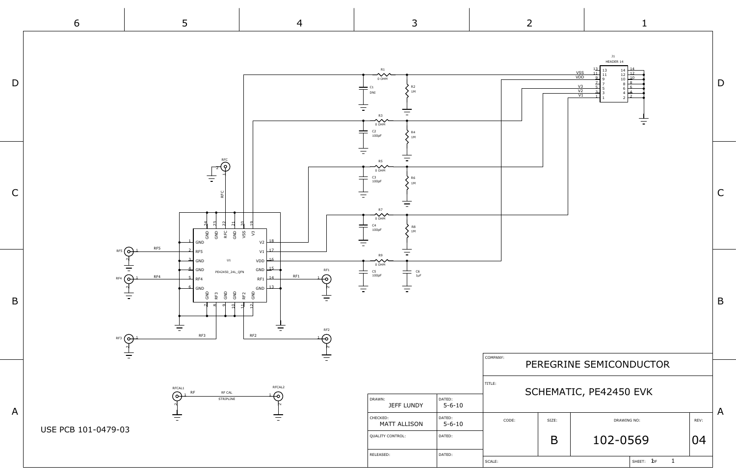**USE PCB 101-0479-03**

| | |
|---|---|
| COMPANY: | PEREGRINE SEMICONDUCTOR |
| TITLE: | SCHEMATIC, PE42450 EVK |

| DRAWN: JEFF LUNDY | DATED: 5-6-10 |
|---|---|
| CHECKED: MATT ALLISON | DATED: 5-6-10 |
| QUALITY CONTROL: | DATED: |
| RELEASED: | DATED: |

| CODE: | SIZE: | DRAWING NO: | REV: |
|---|---|---|---|
| | B | 102-0569 | 04 |

SCALE: | SHEET: 1 OF 1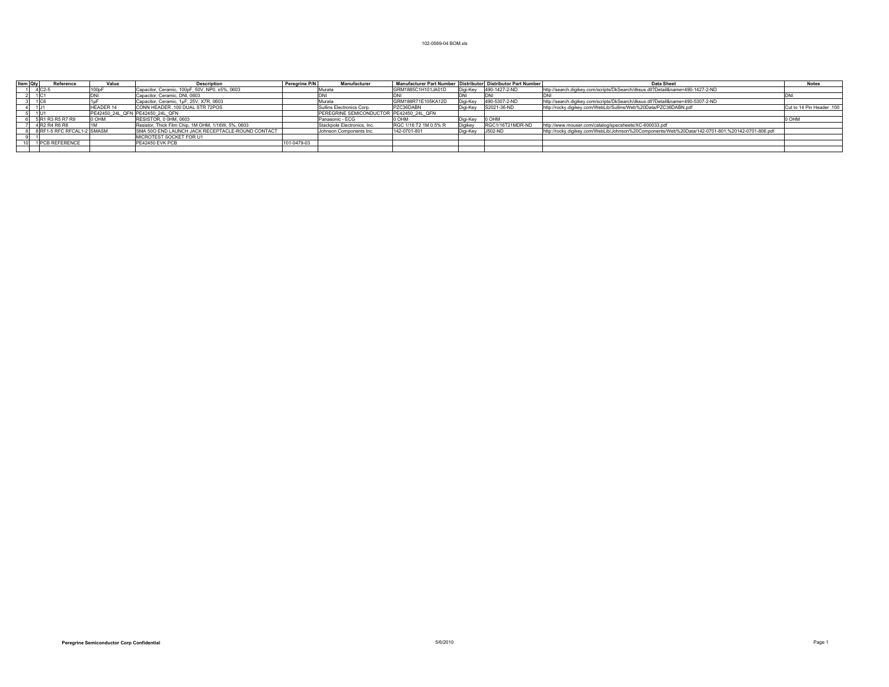| Item | Qty | Reference | Value | Description | Peregrine P/N | Manufacturer | Manufacturer Part Number | Distributor | Distributor Part Number | Data Sheet | Notes |
|---|---|---|---|---|---|---|---|---|---|---|---|
| 1 | 4 | C2-5 | 100pF | Capacitor, Ceramic, 100pF, 50V, NP0, ±5%, 0603 | | Murata | GRM1885C1H101JA01D | Digi-Key | 490-1427-2-ND | http://search.digikey.com/scripts/DkSearch/dksus.dll?Detail&name=490-1427-2-ND | |
| 2 | 1 | C1 | DNI | Capacitor, Ceramic, DNI, 0603 | | DNI | DNI | DNI | DNI | DNI | DNI |
| 3 | 1 | C6 | 1µF | Capacitor, Ceramic, 1µF, 25V, X7R, 0603 | | Murata | GRM188R71E105KA12D | Digi-Key | 490-5307-2-ND | http://search.digikey.com/scripts/DkSearch/dksus.dll?Detail&name=490-5307-2-ND | |
| 4 | 1 | J1 | HEADER 14 | CONN HEADER .100 DUAL STR 72POS | | Sullins Electronics Corp. | PZC36DABN | Digi-Key | S2021-36-ND | http://rocky.digikey.com/WebLib/Sullins/Web%20Data/PZC36DABN.pdf | Cut to 14 Pin Header .100 |
| 5 | 1 | U1 | PE42450_24L_QFN | PE42450_24L_QFN | | PEREGRINE SEMICONDUCTOR | PE42450_24L_QFN | | | | |
| 6 | 5 | R1 R3 R5 R7 R9 | 0 OHM | RESISTOR, 0 0HM, 0603 | | Panasonic - ECG | 0 OHM | Digi-Key | 0 OHM | | 0 OHM |
| 7 | 4 | R2 R4 R6 R8 | 1M | Resistor, Thick Film Chip, 1M OHM, 1/16W, 5%, 0603 | | Stackpole Electronics, Inc. | RGC 1/16 T2 1M 0.5% R | Digikey | RGC1/16T21MDR-ND | http://www.mouser.com/catalog/specsheets/XC-600033.pdf | |
| 8 | 8 | RF1-5 RFC RFCAL1-2 | SMASM | SMA 50O END LAUNCH JACK RECEPTACLE-ROUND CONTACT | | Johnson Components Inc. | 142-0701-801 | Digi-Key | J502-ND | http://rocky.digikey.com/WebLib/Johnson%20Components/Web%20Data/142-0701-801,%20142-0701-806.pdf | |
| 9 | 1 | | | MICROTEST SOCKET FOR U1 | | | | | | | |
| 10 | 1 | PCB REFERENCE | | PE42450 EVK PCB | 101-0479-03 | | | | | | |
| | | | | | | | | | | | |

Peregrine Semiconductor Corp Confidential

5/6/2010